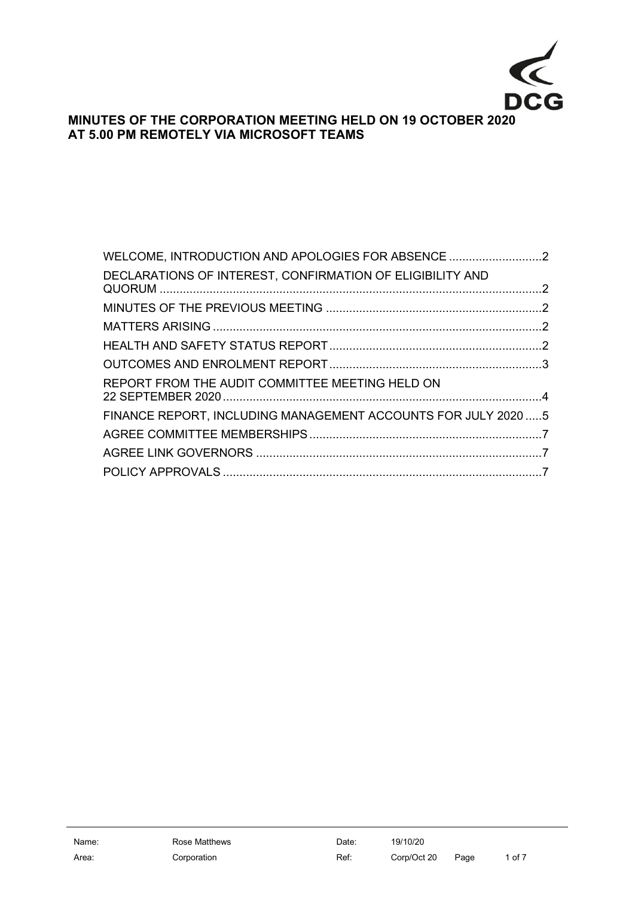# MINUTES OF THE CORPORATION MEETING HELD ON 19 OCTOBER 2020 AT 5.00 PM REMOTELY VIA MICROSOFT TEAMS

| | |
|---|---|
| WELCOME, INTRODUCTION AND APOLOGIES FOR ABSENCE | 2 |
| DECLARATIONS OF INTEREST, CONFIRMATION OF ELIGIBILITY AND QUORUM | 2 |
| MINUTES OF THE PREVIOUS MEETING | 2 |
| MATTERS ARISING | 2 |
| HEALTH AND SAFETY STATUS REPORT | 2 |
| OUTCOMES AND ENROLMENT REPORT | 3 |
| REPORT FROM THE AUDIT COMMITTEE MEETING HELD ON 22 SEPTEMBER 2020 | 4 |
| FINANCE REPORT, INCLUDING MANAGEMENT ACCOUNTS FOR JULY 2020 | 5 |
| AGREE COMMITTEE MEMBERSHIPS | 7 |
| AGREE LINK GOVERNORS | 7 |
| POLICY APPROVALS | 7 |

| | | | | | |
|---|---|---|---|---|---|
| Name: | Rose Matthews | Date: | 19/10/20 | | |
| Area: | Corporation | Ref: | Corp/Oct 20 | | |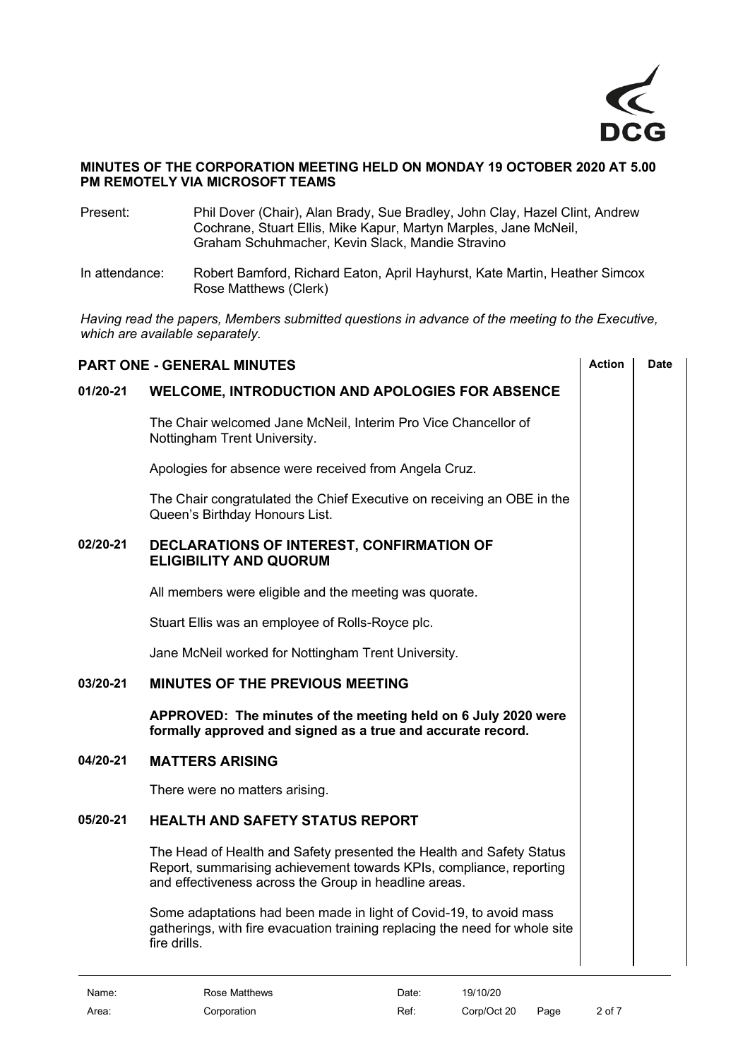**MINUTES OF THE CORPORATION MEETING HELD ON MONDAY 19 OCTOBER 2020 AT 5.00 PM REMOTELY VIA MICROSOFT TEAMS**

Present: Phil Dover (Chair), Alan Brady, Sue Bradley, John Clay, Hazel Clint, Andrew Cochrane, Stuart Ellis, Mike Kapur, Martyn Marples, Jane McNeil, Graham Schuhmacher, Kevin Slack, Mandie Stravino

In attendance: Robert Bamford, Richard Eaton, April Hayhurst, Kate Martin, Heather Simcox Rose Matthews (Clerk)

*Having read the papers, Members submitted questions in advance of the meeting to the Executive, which are available separately.*

| **PART ONE - GENERAL MINUTES** | | **Action** | **Date** |
|---|---|---|---|
| **01/20-21** | **WELCOME, INTRODUCTION AND APOLOGIES FOR ABSENCE** | | |
| | The Chair welcomed Jane McNeil, Interim Pro Vice Chancellor of Nottingham Trent University. | | |
| | Apologies for absence were received from Angela Cruz. | | |
| | The Chair congratulated the Chief Executive on receiving an OBE in the Queen's Birthday Honours List. | | |
| **02/20-21** | **DECLARATIONS OF INTEREST, CONFIRMATION OF ELIGIBILITY AND QUORUM** | | |
| | All members were eligible and the meeting was quorate. | | |
| | Stuart Ellis was an employee of Rolls-Royce plc. | | |
| | Jane McNeil worked for Nottingham Trent University. | | |
| **03/20-21** | **MINUTES OF THE PREVIOUS MEETING** | | |
| | **APPROVED: The minutes of the meeting held on 6 July 2020 were formally approved and signed as a true and accurate record.** | | |
| **04/20-21** | **MATTERS ARISING** | | |
| | There were no matters arising. | | |
| **05/20-21** | **HEALTH AND SAFETY STATUS REPORT** | | |
| | The Head of Health and Safety presented the Health and Safety Status Report, summarising achievement towards KPIs, compliance, reporting and effectiveness across the Group in headline areas. | | |
| | Some adaptations had been made in light of Covid-19, to avoid mass gatherings, with fire evacuation training replacing the need for whole site fire drills. | | |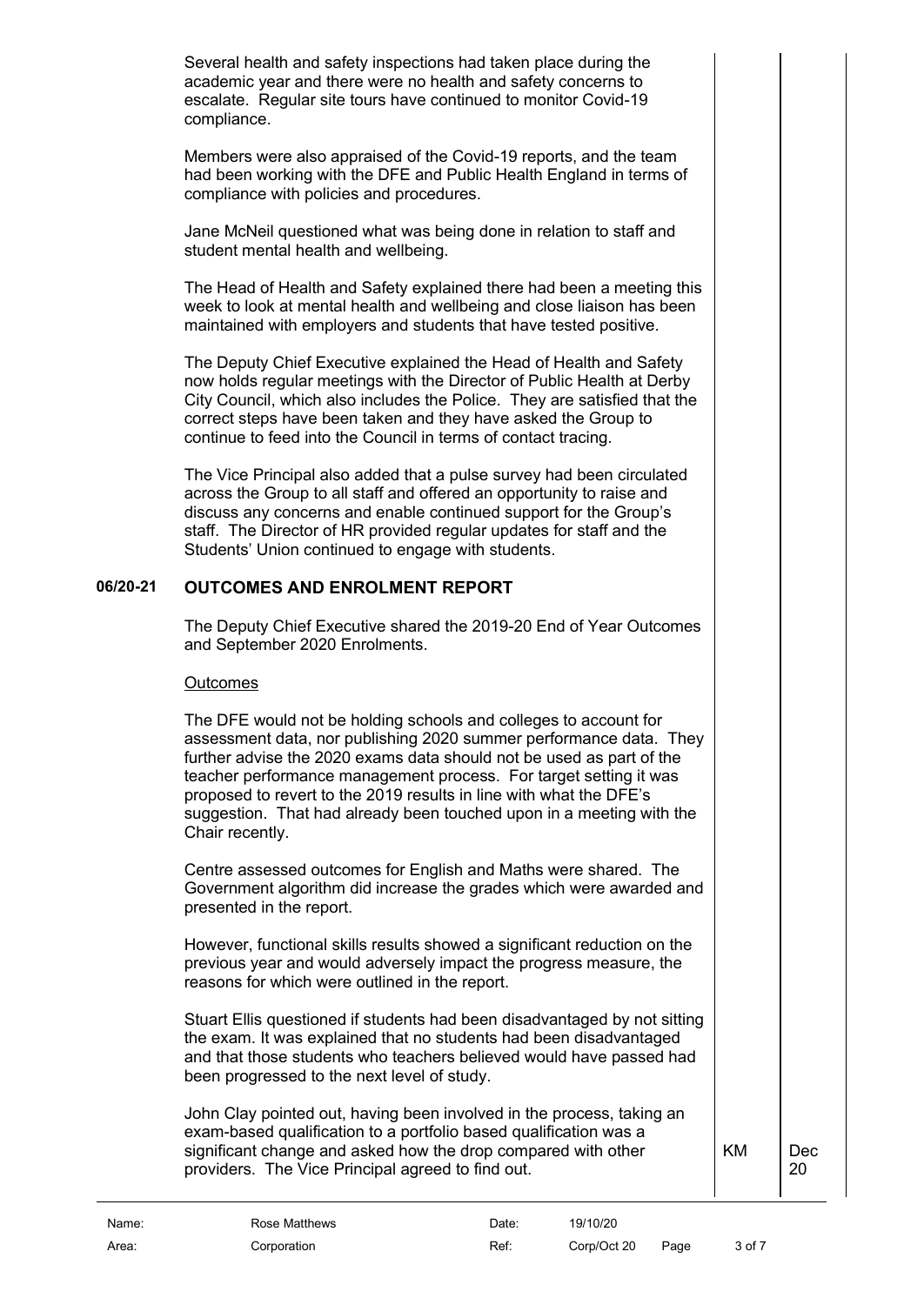Several health and safety inspections had taken place during the academic year and there were no health and safety concerns to escalate. Regular site tours have continued to monitor Covid-19 compliance.

Members were also appraised of the Covid-19 reports, and the team had been working with the DFE and Public Health England in terms of compliance with policies and procedures.

Jane McNeil questioned what was being done in relation to staff and student mental health and wellbeing.

The Head of Health and Safety explained there had been a meeting this week to look at mental health and wellbeing and close liaison has been maintained with employers and students that have tested positive.

The Deputy Chief Executive explained the Head of Health and Safety now holds regular meetings with the Director of Public Health at Derby City Council, which also includes the Police. They are satisfied that the correct steps have been taken and they have asked the Group to continue to feed into the Council in terms of contact tracing.

The Vice Principal also added that a pulse survey had been circulated across the Group to all staff and offered an opportunity to raise and discuss any concerns and enable continued support for the Group's staff. The Director of HR provided regular updates for staff and the Students' Union continued to engage with students.

## 06/20-21 OUTCOMES AND ENROLMENT REPORT

The Deputy Chief Executive shared the 2019-20 End of Year Outcomes and September 2020 Enrolments.

Outcomes

The DFE would not be holding schools and colleges to account for assessment data, nor publishing 2020 summer performance data. They further advise the 2020 exams data should not be used as part of the teacher performance management process. For target setting it was proposed to revert to the 2019 results in line with what the DFE's suggestion. That had already been touched upon in a meeting with the Chair recently.

Centre assessed outcomes for English and Maths were shared. The Government algorithm did increase the grades which were awarded and presented in the report.

However, functional skills results showed a significant reduction on the previous year and would adversely impact the progress measure, the reasons for which were outlined in the report.

Stuart Ellis questioned if students had been disadvantaged by not sitting the exam. It was explained that no students had been disadvantaged and that those students who teachers believed would have passed had been progressed to the next level of study.

John Clay pointed out, having been involved in the process, taking an exam-based qualification to a portfolio based qualification was a significant change and asked how the drop compared with other providers. The Vice Principal agreed to find out. — KM — Dec 20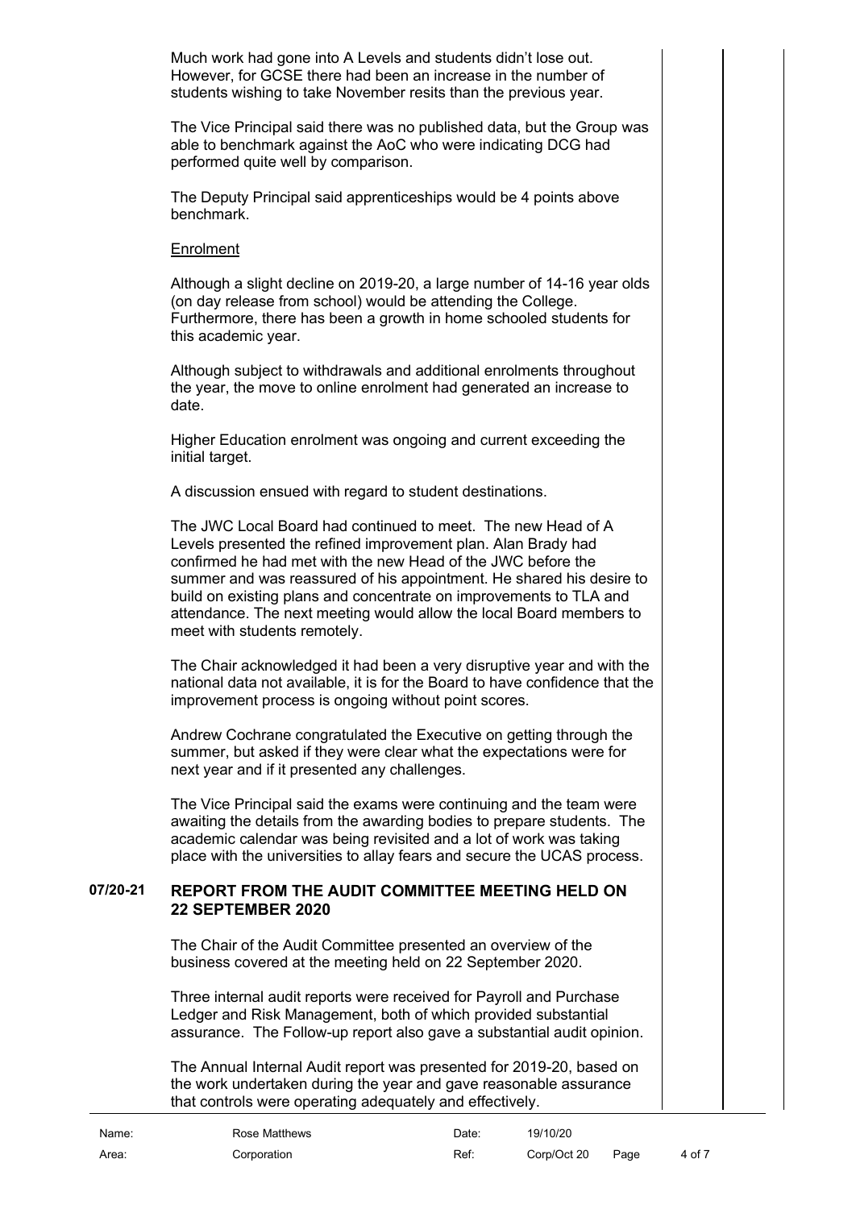Much work had gone into A Levels and students didn't lose out. However, for GCSE there had been an increase in the number of students wishing to take November resits than the previous year.

The Vice Principal said there was no published data, but the Group was able to benchmark against the AoC who were indicating DCG had performed quite well by comparison.

The Deputy Principal said apprenticeships would be 4 points above benchmark.

Enrolment

Although a slight decline on 2019-20, a large number of 14-16 year olds (on day release from school) would be attending the College. Furthermore, there has been a growth in home schooled students for this academic year.

Although subject to withdrawals and additional enrolments throughout the year, the move to online enrolment had generated an increase to date.

Higher Education enrolment was ongoing and current exceeding the initial target.

A discussion ensued with regard to student destinations.

The JWC Local Board had continued to meet. The new Head of A Levels presented the refined improvement plan. Alan Brady had confirmed he had met with the new Head of the JWC before the summer and was reassured of his appointment. He shared his desire to build on existing plans and concentrate on improvements to TLA and attendance. The next meeting would allow the local Board members to meet with students remotely.

The Chair acknowledged it had been a very disruptive year and with the national data not available, it is for the Board to have confidence that the improvement process is ongoing without point scores.

Andrew Cochrane congratulated the Executive on getting through the summer, but asked if they were clear what the expectations were for next year and if it presented any challenges.

The Vice Principal said the exams were continuing and the team were awaiting the details from the awarding bodies to prepare students. The academic calendar was being revisited and a lot of work was taking place with the universities to allay fears and secure the UCAS process.

## 07/20-21 REPORT FROM THE AUDIT COMMITTEE MEETING HELD ON 22 SEPTEMBER 2020

The Chair of the Audit Committee presented an overview of the business covered at the meeting held on 22 September 2020.

Three internal audit reports were received for Payroll and Purchase Ledger and Risk Management, both of which provided substantial assurance. The Follow-up report also gave a substantial audit opinion.

The Annual Internal Audit report was presented for 2019-20, based on the work undertaken during the year and gave reasonable assurance that controls were operating adequately and effectively.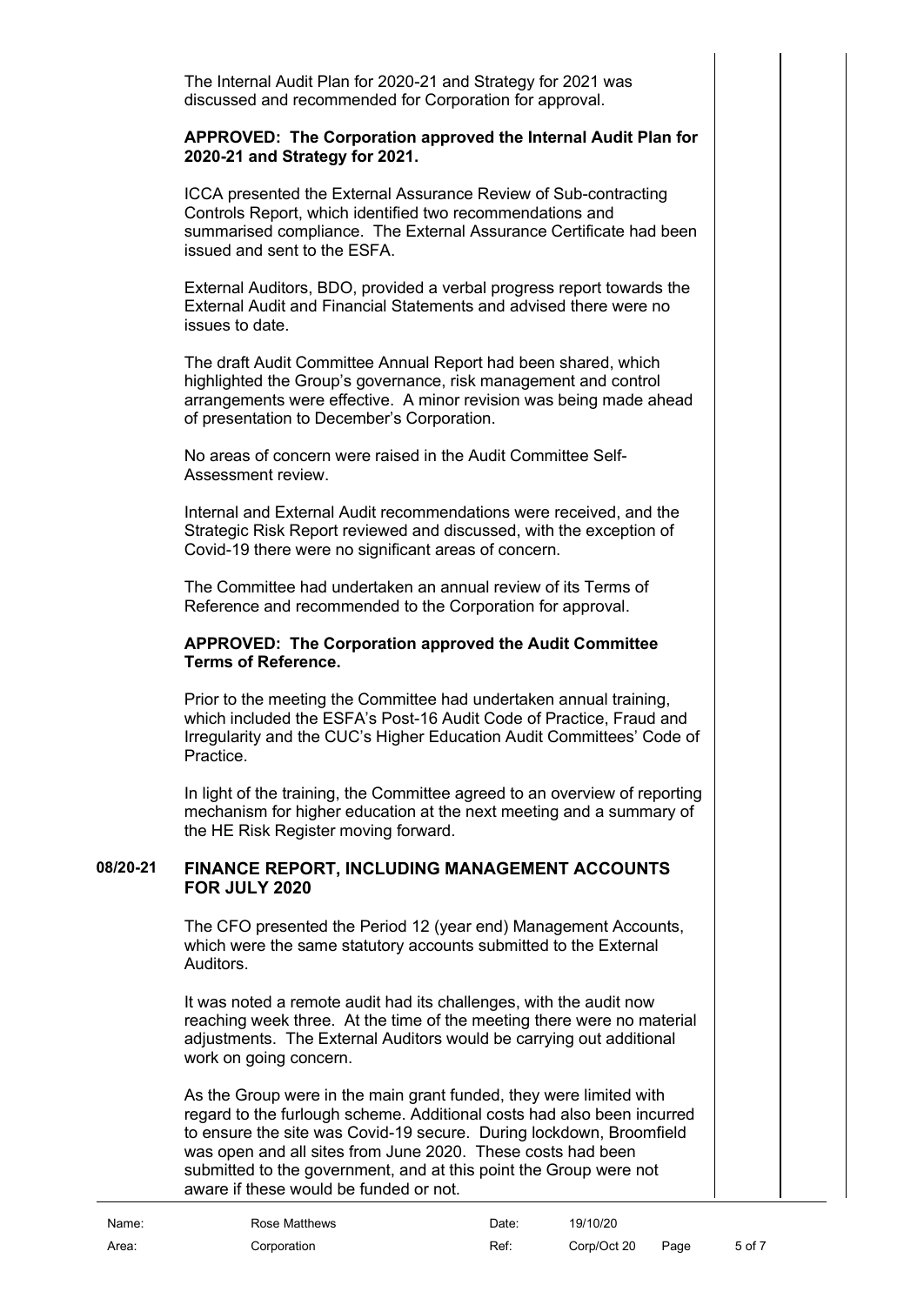The Internal Audit Plan for 2020-21 and Strategy for 2021 was discussed and recommended for Corporation for approval.

**APPROVED: The Corporation approved the Internal Audit Plan for 2020-21 and Strategy for 2021.**

ICCA presented the External Assurance Review of Sub-contracting Controls Report, which identified two recommendations and summarised compliance. The External Assurance Certificate had been issued and sent to the ESFA.

External Auditors, BDO, provided a verbal progress report towards the External Audit and Financial Statements and advised there were no issues to date.

The draft Audit Committee Annual Report had been shared, which highlighted the Group's governance, risk management and control arrangements were effective. A minor revision was being made ahead of presentation to December's Corporation.

No areas of concern were raised in the Audit Committee Self-Assessment review.

Internal and External Audit recommendations were received, and the Strategic Risk Report reviewed and discussed, with the exception of Covid-19 there were no significant areas of concern.

The Committee had undertaken an annual review of its Terms of Reference and recommended to the Corporation for approval.

**APPROVED: The Corporation approved the Audit Committee Terms of Reference.**

Prior to the meeting the Committee had undertaken annual training, which included the ESFA's Post-16 Audit Code of Practice, Fraud and Irregularity and the CUC's Higher Education Audit Committees' Code of Practice.

In light of the training, the Committee agreed to an overview of reporting mechanism for higher education at the next meeting and a summary of the HE Risk Register moving forward.

## 08/20-21 FINANCE REPORT, INCLUDING MANAGEMENT ACCOUNTS FOR JULY 2020

The CFO presented the Period 12 (year end) Management Accounts, which were the same statutory accounts submitted to the External Auditors.

It was noted a remote audit had its challenges, with the audit now reaching week three. At the time of the meeting there were no material adjustments. The External Auditors would be carrying out additional work on going concern.

As the Group were in the main grant funded, they were limited with regard to the furlough scheme. Additional costs had also been incurred to ensure the site was Covid-19 secure. During lockdown, Broomfield was open and all sites from June 2020. These costs had been submitted to the government, and at this point the Group were not aware if these would be funded or not.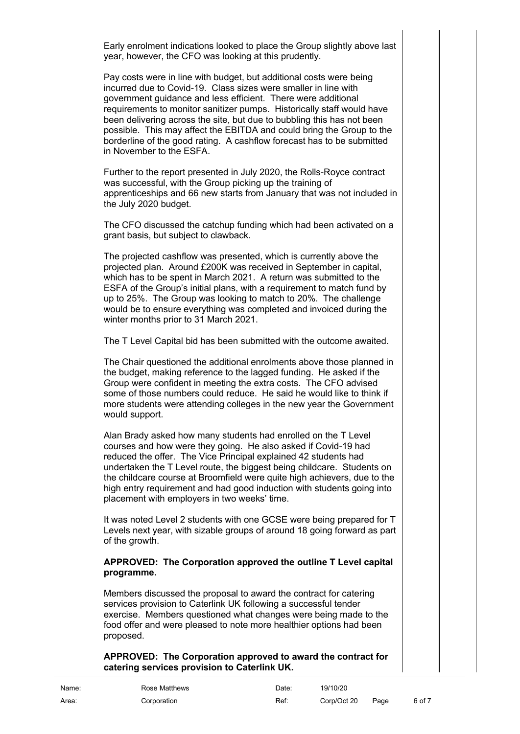Early enrolment indications looked to place the Group slightly above last year, however, the CFO was looking at this prudently.

Pay costs were in line with budget, but additional costs were being incurred due to Covid-19. Class sizes were smaller in line with government guidance and less efficient. There were additional requirements to monitor sanitizer pumps. Historically staff would have been delivering across the site, but due to bubbling this has not been possible. This may affect the EBITDA and could bring the Group to the borderline of the good rating. A cashflow forecast has to be submitted in November to the ESFA.

Further to the report presented in July 2020, the Rolls-Royce contract was successful, with the Group picking up the training of apprenticeships and 66 new starts from January that was not included in the July 2020 budget.

The CFO discussed the catchup funding which had been activated on a grant basis, but subject to clawback.

The projected cashflow was presented, which is currently above the projected plan. Around £200K was received in September in capital, which has to be spent in March 2021. A return was submitted to the ESFA of the Group's initial plans, with a requirement to match fund by up to 25%. The Group was looking to match to 20%. The challenge would be to ensure everything was completed and invoiced during the winter months prior to 31 March 2021.

The T Level Capital bid has been submitted with the outcome awaited.

The Chair questioned the additional enrolments above those planned in the budget, making reference to the lagged funding. He asked if the Group were confident in meeting the extra costs. The CFO advised some of those numbers could reduce. He said he would like to think if more students were attending colleges in the new year the Government would support.

Alan Brady asked how many students had enrolled on the T Level courses and how were they going. He also asked if Covid-19 had reduced the offer. The Vice Principal explained 42 students had undertaken the T Level route, the biggest being childcare. Students on the childcare course at Broomfield were quite high achievers, due to the high entry requirement and had good induction with students going into placement with employers in two weeks' time.

It was noted Level 2 students with one GCSE were being prepared for T Levels next year, with sizable groups of around 18 going forward as part of the growth.

**APPROVED: The Corporation approved the outline T Level capital programme.**

Members discussed the proposal to award the contract for catering services provision to Caterlink UK following a successful tender exercise. Members questioned what changes were being made to the food offer and were pleased to note more healthier options had been proposed.

**APPROVED: The Corporation approved to award the contract for catering services provision to Caterlink UK.**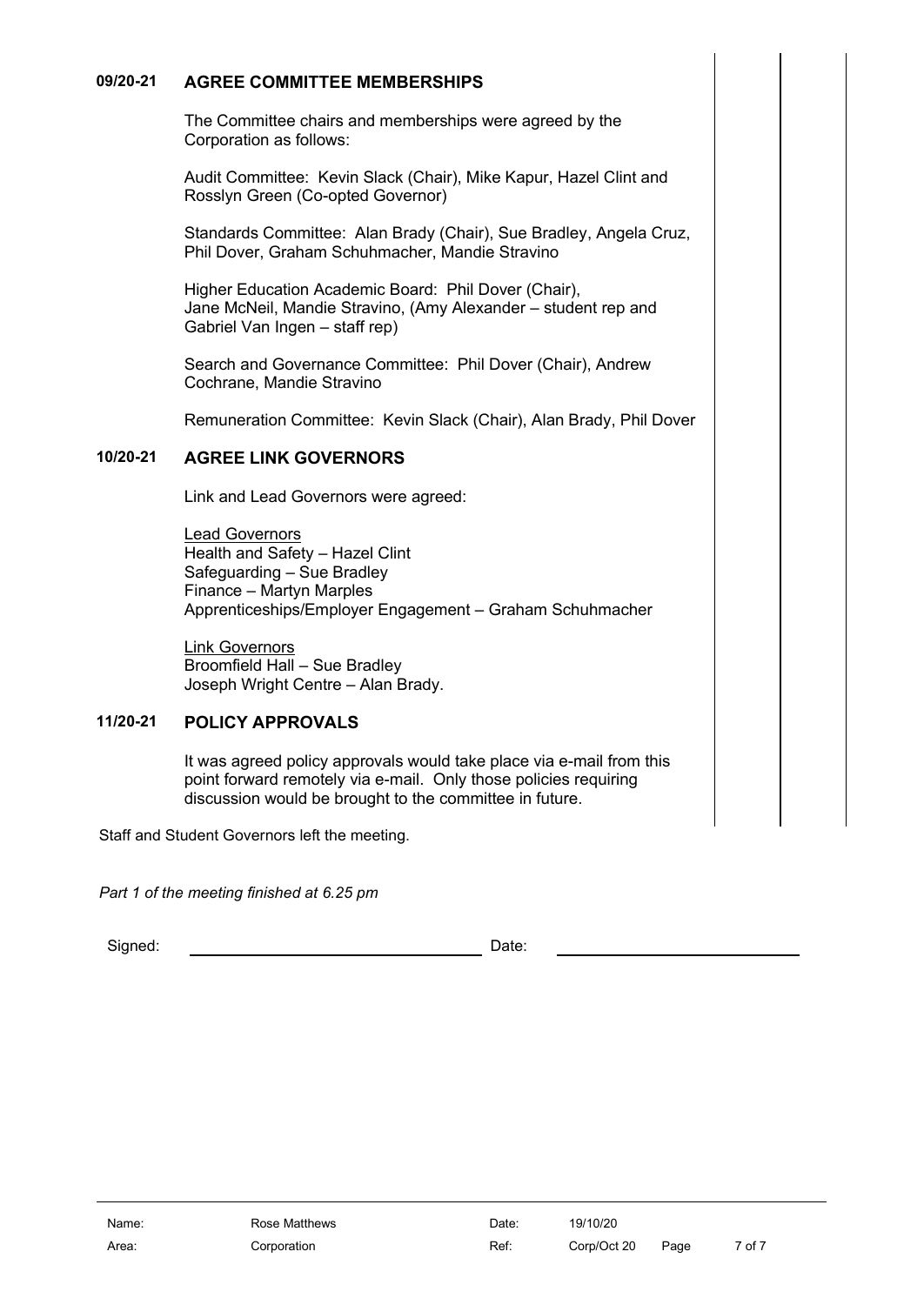## 09/20-21 AGREE COMMITTEE MEMBERSHIPS

The Committee chairs and memberships were agreed by the Corporation as follows:

Audit Committee: Kevin Slack (Chair), Mike Kapur, Hazel Clint and Rosslyn Green (Co-opted Governor)

Standards Committee: Alan Brady (Chair), Sue Bradley, Angela Cruz, Phil Dover, Graham Schuhmacher, Mandie Stravino

Higher Education Academic Board: Phil Dover (Chair), Jane McNeil, Mandie Stravino, (Amy Alexander – student rep and Gabriel Van Ingen – staff rep)

Search and Governance Committee: Phil Dover (Chair), Andrew Cochrane, Mandie Stravino

Remuneration Committee: Kevin Slack (Chair), Alan Brady, Phil Dover

## 10/20-21 AGREE LINK GOVERNORS

Link and Lead Governors were agreed:

Lead Governors
Health and Safety – Hazel Clint
Safeguarding – Sue Bradley
Finance – Martyn Marples
Apprenticeships/Employer Engagement – Graham Schuhmacher

Link Governors
Broomfield Hall – Sue Bradley
Joseph Wright Centre – Alan Brady.

## 11/20-21 POLICY APPROVALS

It was agreed policy approvals would take place via e-mail from this point forward remotely via e-mail. Only those policies requiring discussion would be brought to the committee in future.

Staff and Student Governors left the meeting.

*Part 1 of the meeting finished at 6.25 pm*

Signed: ______________________ Date: ______________________

| | | | | | | |
|---|---|---|---|---|---|---|
| Name: | Rose Matthews | Date: | 19/10/20 | | | |
| Area: | Corporation | Ref: | Corp/Oct 20 | Page | 7 of 7 | |